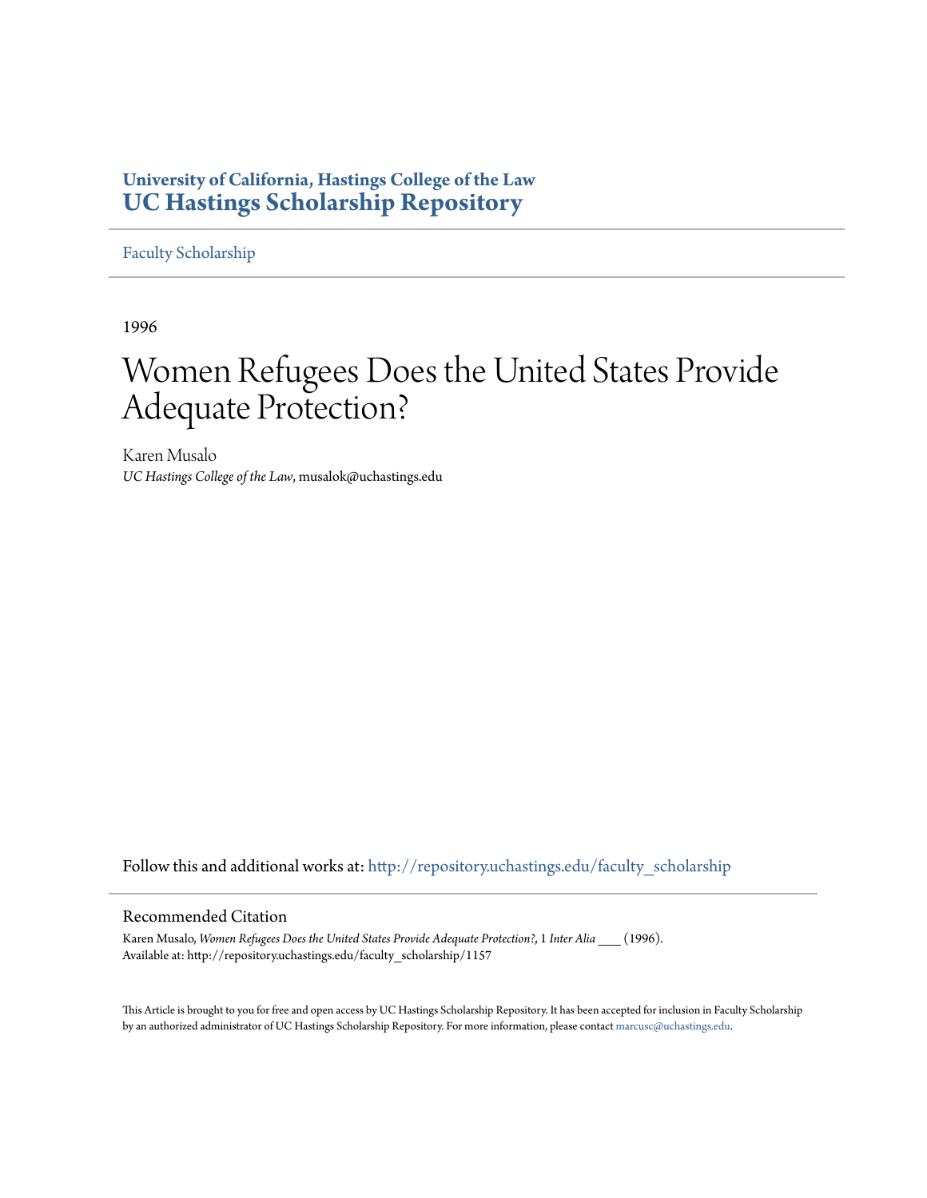**University of California, Hastings College of the Law**
**UC Hastings Scholarship Repository**

Faculty Scholarship

1996

# Women Refugees Does the United States Provide Adequate Protection?

Karen Musalo
*UC Hastings College of the Law*, musalok@uchastings.edu

Follow this and additional works at: http://repository.uchastings.edu/faculty_scholarship

## Recommended Citation

Karen Musalo, *Women Refugees Does the United States Provide Adequate Protection?*, 1 *Inter Alia* ___ (1996).
Available at: http://repository.uchastings.edu/faculty_scholarship/1157

This Article is brought to you for free and open access by UC Hastings Scholarship Repository. It has been accepted for inclusion in Faculty Scholarship by an authorized administrator of UC Hastings Scholarship Repository. For more information, please contact marcusc@uchastings.edu.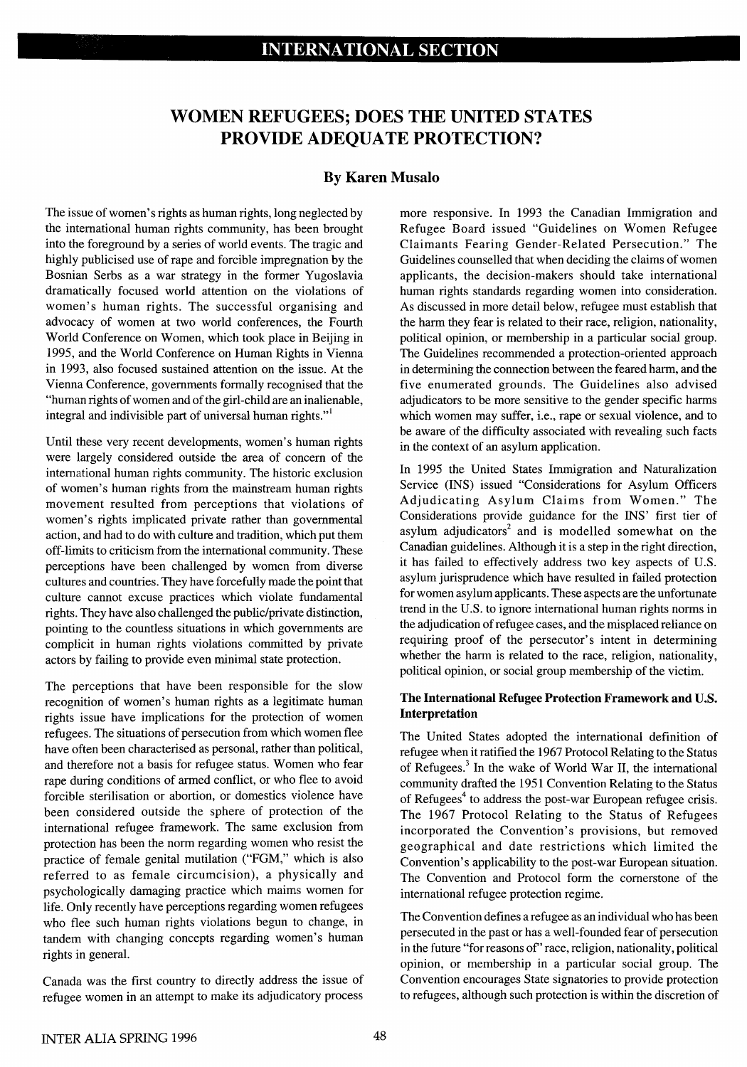## INTERNATIONAL SECTION

# WOMEN REFUGEES; DOES THE UNITED STATES PROVIDE ADEQUATE PROTECTION?

### By Karen Musalo

The issue of women's rights as human rights, long neglected by the international human rights community, has been brought into the foreground by a series of world events. The tragic and highly publicised use of rape and forcible impregnation by the Bosnian Serbs as a war strategy in the former Yugoslavia dramatically focused world attention on the violations of women's human rights. The successful organising and advocacy of women at two world conferences, the Fourth World Conference on Women, which took place in Beijing in 1995, and the World Conference on Human Rights in Vienna in 1993, also focused sustained attention on the issue. At the Vienna Conference, governments formally recognised that the "human rights of women and of the girl-child are an inalienable, integral and indivisible part of universal human rights."[1]

Until these very recent developments, women's human rights were largely considered outside the area of concern of the international human rights community. The historic exclusion of women's human rights from the mainstream human rights movement resulted from perceptions that violations of women's rights implicated private rather than governmental action, and had to do with culture and tradition, which put them off-limits to criticism from the international community. These perceptions have been challenged by women from diverse cultures and countries. They have forcefully made the point that culture cannot excuse practices which violate fundamental rights. They have also challenged the public/private distinction, pointing to the countless situations in which governments are complicit in human rights violations committed by private actors by failing to provide even minimal state protection.

The perceptions that have been responsible for the slow recognition of women's human rights as a legitimate human rights issue have implications for the protection of women refugees. The situations of persecution from which women flee have often been characterised as personal, rather than political, and therefore not a basis for refugee status. Women who fear rape during conditions of armed conflict, or who flee to avoid forcible sterilisation or abortion, or domestics violence have been considered outside the sphere of protection of the international refugee framework. The same exclusion from protection has been the norm regarding women who resist the practice of female genital mutilation ("FGM," which is also referred to as female circumcision), a physically and psychologically damaging practice which maims women for life. Only recently have perceptions regarding women refugees who flee such human rights violations begun to change, in tandem with changing concepts regarding women's human rights in general.

Canada was the first country to directly address the issue of refugee women in an attempt to make its adjudicatory process more responsive. In 1993 the Canadian Immigration and Refugee Board issued "Guidelines on Women Refugee Claimants Fearing Gender-Related Persecution." The Guidelines counselled that when deciding the claims of women applicants, the decision-makers should take international human rights standards regarding women into consideration. As discussed in more detail below, refugee must establish that the harm they fear is related to their race, religion, nationality, political opinion, or membership in a particular social group. The Guidelines recommended a protection-oriented approach in determining the connection between the feared harm, and the five enumerated grounds. The Guidelines also advised adjudicators to be more sensitive to the gender specific harms which women may suffer, i.e., rape or sexual violence, and to be aware of the difficulty associated with revealing such facts in the context of an asylum application.

In 1995 the United States Immigration and Naturalization Service (INS) issued "Considerations for Asylum Officers Adjudicating Asylum Claims from Women." The Considerations provide guidance for the INS' first tier of asylum adjudicators[2] and is modelled somewhat on the Canadian guidelines. Although it is a step in the right direction, it has failed to effectively address two key aspects of U.S. asylum jurisprudence which have resulted in failed protection for women asylum applicants. These aspects are the unfortunate trend in the U.S. to ignore international human rights norms in the adjudication of refugee cases, and the misplaced reliance on requiring proof of the persecutor's intent in determining whether the harm is related to the race, religion, nationality, political opinion, or social group membership of the victim.

### The International Refugee Protection Framework and U.S. Interpretation

The United States adopted the international definition of refugee when it ratified the 1967 Protocol Relating to the Status of Refugees.[3] In the wake of World War II, the international community drafted the 1951 Convention Relating to the Status of Refugees[4] to address the post-war European refugee crisis. The 1967 Protocol Relating to the Status of Refugees incorporated the Convention's provisions, but removed geographical and date restrictions which limited the Convention's applicability to the post-war European situation. The Convention and Protocol form the cornerstone of the international refugee protection regime.

The Convention defines a refugee as an individual who has been persecuted in the past or has a well-founded fear of persecution in the future "for reasons of" race, religion, nationality, political opinion, or membership in a particular social group. The Convention encourages State signatories to provide protection to refugees, although such protection is within the discretion of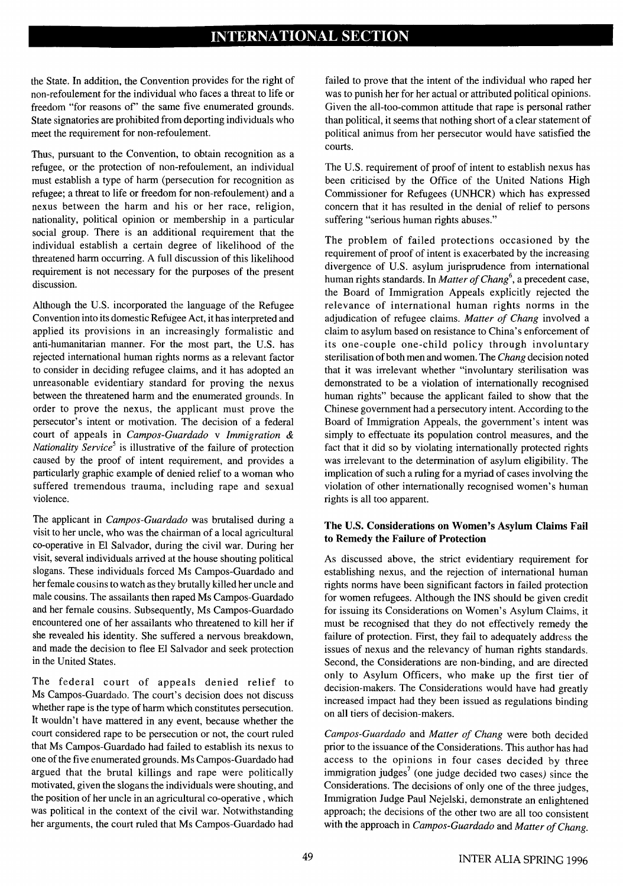the State. In addition, the Convention provides for the right of non-refoulement for the individual who faces a threat to life or freedom "for reasons of" the same five enumerated grounds. State signatories are prohibited from deporting individuals who meet the requirement for non-refoulement.

Thus, pursuant to the Convention, to obtain recognition as a refugee, or the protection of non-refoulement, an individual must establish a type of harm (persecution for recognition as refugee; a threat to life or freedom for non-refoulement) and a nexus between the harm and his or her race, religion, nationality, political opinion or membership in a particular social group. There is an additional requirement that the individual establish a certain degree of likelihood of the threatened harm occurring. A full discussion of this likelihood requirement is not necessary for the purposes of the present discussion.

Although the U.S. incorporated the language of the Refugee Convention into its domestic Refugee Act, it has interpreted and applied its provisions in an increasingly formalistic and anti-humanitarian manner. For the most part, the U.S. has rejected international human rights norms as a relevant factor to consider in deciding refugee claims, and it has adopted an unreasonable evidentiary standard for proving the nexus between the threatened harm and the enumerated grounds. In order to prove the nexus, the applicant must prove the persecutor's intent or motivation. The decision of a federal court of appeals in *Campos-Guardado* v *Immigration & Nationality Service*[5] is illustrative of the failure of protection caused by the proof of intent requirement, and provides a particularly graphic example of denied relief to a woman who suffered tremendous trauma, including rape and sexual violence.

The applicant in *Campos-Guardado* was brutalised during a visit to her uncle, who was the chairman of a local agricultural co-operative in El Salvador, during the civil war. During her visit, several individuals arrived at the house shouting political slogans. These individuals forced Ms Campos-Guardado and her female cousins to watch as they brutally killed her uncle and male cousins. The assailants then raped Ms Campos-Guardado and her female cousins. Subsequently, Ms Campos-Guardado encountered one of her assailants who threatened to kill her if she revealed his identity. She suffered a nervous breakdown, and made the decision to flee El Salvador and seek protection in the United States.

The federal court of appeals denied relief to Ms Campos-Guardado. The court's decision does not discuss whether rape is the type of harm which constitutes persecution. It wouldn't have mattered in any event, because whether the court considered rape to be persecution or not, the court ruled that Ms Campos-Guardado had failed to establish its nexus to one of the five enumerated grounds. Ms Campos-Guardado had argued that the brutal killings and rape were politically motivated, given the slogans the individuals were shouting, and the position of her uncle in an agricultural co-operative , which was political in the context of the civil war. Notwithstanding her arguments, the court ruled that Ms Campos-Guardado had failed to prove that the intent of the individual who raped her was to punish her for her actual or attributed political opinions. Given the all-too-common attitude that rape is personal rather than political, it seems that nothing short of a clear statement of political animus from her persecutor would have satisfied the courts.

The U.S. requirement of proof of intent to establish nexus has been criticised by the Office of the United Nations High Commissioner for Refugees (UNHCR) which has expressed concern that it has resulted in the denial of relief to persons suffering "serious human rights abuses."

The problem of failed protections occasioned by the requirement of proof of intent is exacerbated by the increasing divergence of U.S. asylum jurisprudence from international human rights standards. In *Matter of Chang*[6], a precedent case, the Board of Immigration Appeals explicitly rejected the relevance of international human rights norms in the adjudication of refugee claims. *Matter of Chang* involved a claim to asylum based on resistance to China's enforcement of its one-couple one-child policy through involuntary sterilisation of both men and women. The *Chang* decision noted that it was irrelevant whether "involuntary sterilisation was demonstrated to be a violation of internationally recognised human rights" because the applicant failed to show that the Chinese government had a persecutory intent. According to the Board of Immigration Appeals, the government's intent was simply to effectuate its population control measures, and the fact that it did so by violating internationally protected rights was irrelevant to the determination of asylum eligibility. The implication of such a ruling for a myriad of cases involving the violation of other internationally recognised women's human rights is all too apparent.

### The U.S. Considerations on Women's Asylum Claims Fail to Remedy the Failure of Protection

As discussed above, the strict evidentiary requirement for establishing nexus, and the rejection of international human rights norms have been significant factors in failed protection for women refugees. Although the INS should be given credit for issuing its Considerations on Women's Asylum Claims, it must be recognised that they do not effectively remedy the failure of protection. First, they fail to adequately address the issues of nexus and the relevancy of human rights standards. Second, the Considerations are non-binding, and are directed only to Asylum Officers, who make up the first tier of decision-makers. The Considerations would have had greatly increased impact had they been issued as regulations binding on all tiers of decision-makers.

*Campos-Guardado* and *Matter of Chang* were both decided prior to the issuance of the Considerations. This author has had access to the opinions in four cases decided by three immigration judges[7] (one judge decided two cases) since the Considerations. The decisions of only one of the three judges, Immigration Judge Paul Nejelski, demonstrate an enlightened approach; the decisions of the other two are all too consistent with the approach in *Campos-Guardado* and *Matter of Chang*.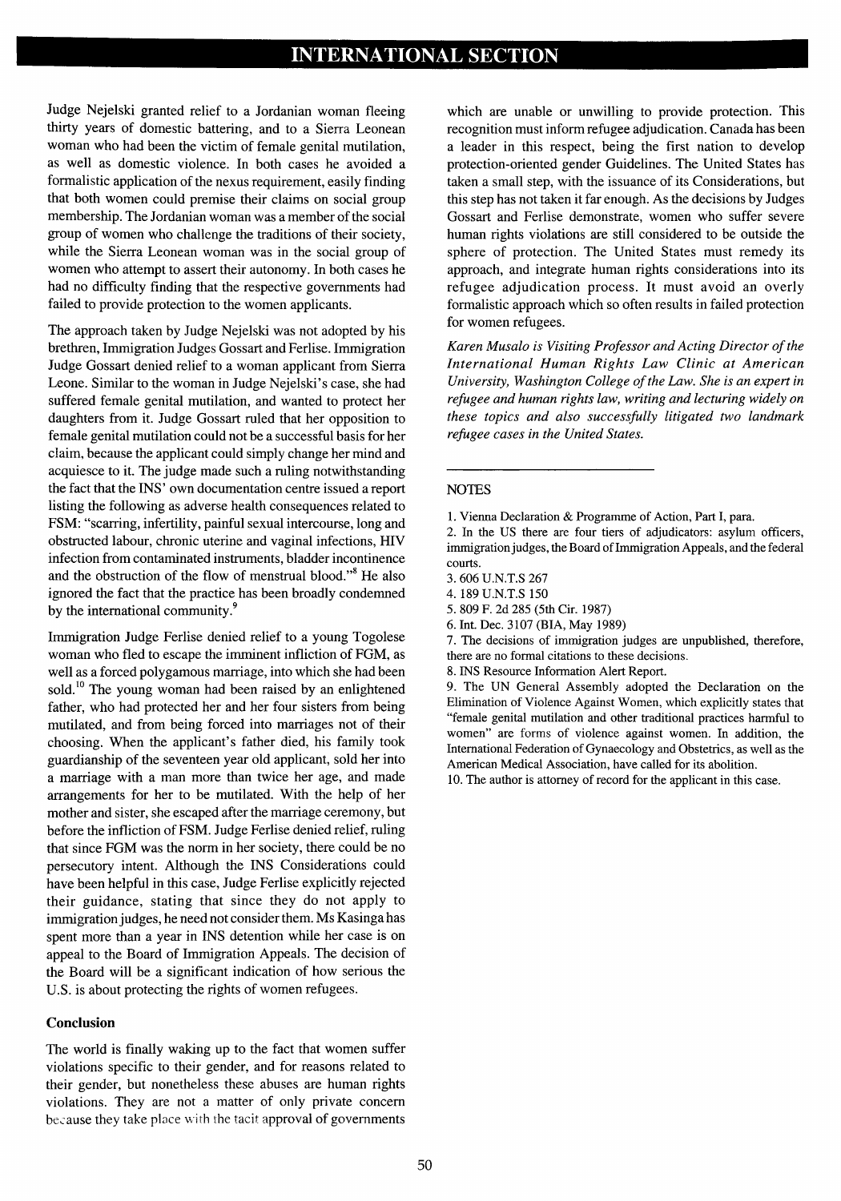Judge Nejelski granted relief to a Jordanian woman fleeing thirty years of domestic battering, and to a Sierra Leonean woman who had been the victim of female genital mutilation, as well as domestic violence. In both cases he avoided a formalistic application of the nexus requirement, easily finding that both women could premise their claims on social group membership. The Jordanian woman was a member of the social group of women who challenge the traditions of their society, while the Sierra Leonean woman was in the social group of women who attempt to assert their autonomy. In both cases he had no difficulty finding that the respective governments had failed to provide protection to the women applicants.

The approach taken by Judge Nejelski was not adopted by his brethren, Immigration Judges Gossart and Ferlise. Immigration Judge Gossart denied relief to a woman applicant from Sierra Leone. Similar to the woman in Judge Nejelski's case, she had suffered female genital mutilation, and wanted to protect her daughters from it. Judge Gossart ruled that her opposition to female genital mutilation could not be a successful basis for her claim, because the applicant could simply change her mind and acquiesce to it. The judge made such a ruling notwithstanding the fact that the INS' own documentation centre issued a report listing the following as adverse health consequences related to FSM: "scarring, infertility, painful sexual intercourse, long and obstructed labour, chronic uterine and vaginal infections, HIV infection from contaminated instruments, bladder incontinence and the obstruction of the flow of menstrual blood."[8] He also ignored the fact that the practice has been broadly condemned by the international community.[9]

Immigration Judge Ferlise denied relief to a young Togolese woman who fled to escape the imminent infliction of FGM, as well as a forced polygamous marriage, into which she had been sold.[10] The young woman had been raised by an enlightened father, who had protected her and her four sisters from being mutilated, and from being forced into marriages not of their choosing. When the applicant's father died, his family took guardianship of the seventeen year old applicant, sold her into a marriage with a man more than twice her age, and made arrangements for her to be mutilated. With the help of her mother and sister, she escaped after the marriage ceremony, but before the infliction of FSM. Judge Ferlise denied relief, ruling that since FGM was the norm in her society, there could be no persecutory intent. Although the INS Considerations could have been helpful in this case, Judge Ferlise explicitly rejected their guidance, stating that since they do not apply to immigration judges, he need not consider them. Ms Kasinga has spent more than a year in INS detention while her case is on appeal to the Board of Immigration Appeals. The decision of the Board will be a significant indication of how serious the U.S. is about protecting the rights of women refugees.

### Conclusion

The world is finally waking up to the fact that women suffer violations specific to their gender, and for reasons related to their gender, but nonetheless these abuses are human rights violations. They are not a matter of only private concern because they take place with the tacit approval of governments which are unable or unwilling to provide protection. This recognition must inform refugee adjudication. Canada has been a leader in this respect, being the first nation to develop protection-oriented gender Guidelines. The United States has taken a small step, with the issuance of its Considerations, but this step has not taken it far enough. As the decisions by Judges Gossart and Ferlise demonstrate, women who suffer severe human rights violations are still considered to be outside the sphere of protection. The United States must remedy its approach, and integrate human rights considerations into its refugee adjudication process. It must avoid an overly formalistic approach which so often results in failed protection for women refugees.

*Karen Musalo is Visiting Professor and Acting Director of the International Human Rights Law Clinic at American University, Washington College of the Law. She is an expert in refugee and human rights law, writing and lecturing widely on these topics and also successfully litigated two landmark refugee cases in the United States.*

---

NOTES

1. Vienna Declaration & Programme of Action, Part I, para.
2. In the US there are four tiers of adjudicators: asylum officers, immigration judges, the Board of Immigration Appeals, and the federal courts.
3. 606 U.N.T.S 267
4. 189 U.N.T.S 150
5. 809 F. 2d 285 (5th Cir. 1987)
6. Int. Dec. 3107 (BIA, May 1989)
7. The decisions of immigration judges are unpublished, therefore, there are no formal citations to these decisions.
8. INS Resource Information Alert Report.
9. The UN General Assembly adopted the Declaration on the Elimination of Violence Against Women, which explicitly states that "female genital mutilation and other traditional practices harmful to women" are forms of violence against women. In addition, the International Federation of Gynaecology and Obstetrics, as well as the American Medical Association, have called for its abolition.
10. The author is attorney of record for the applicant in this case.